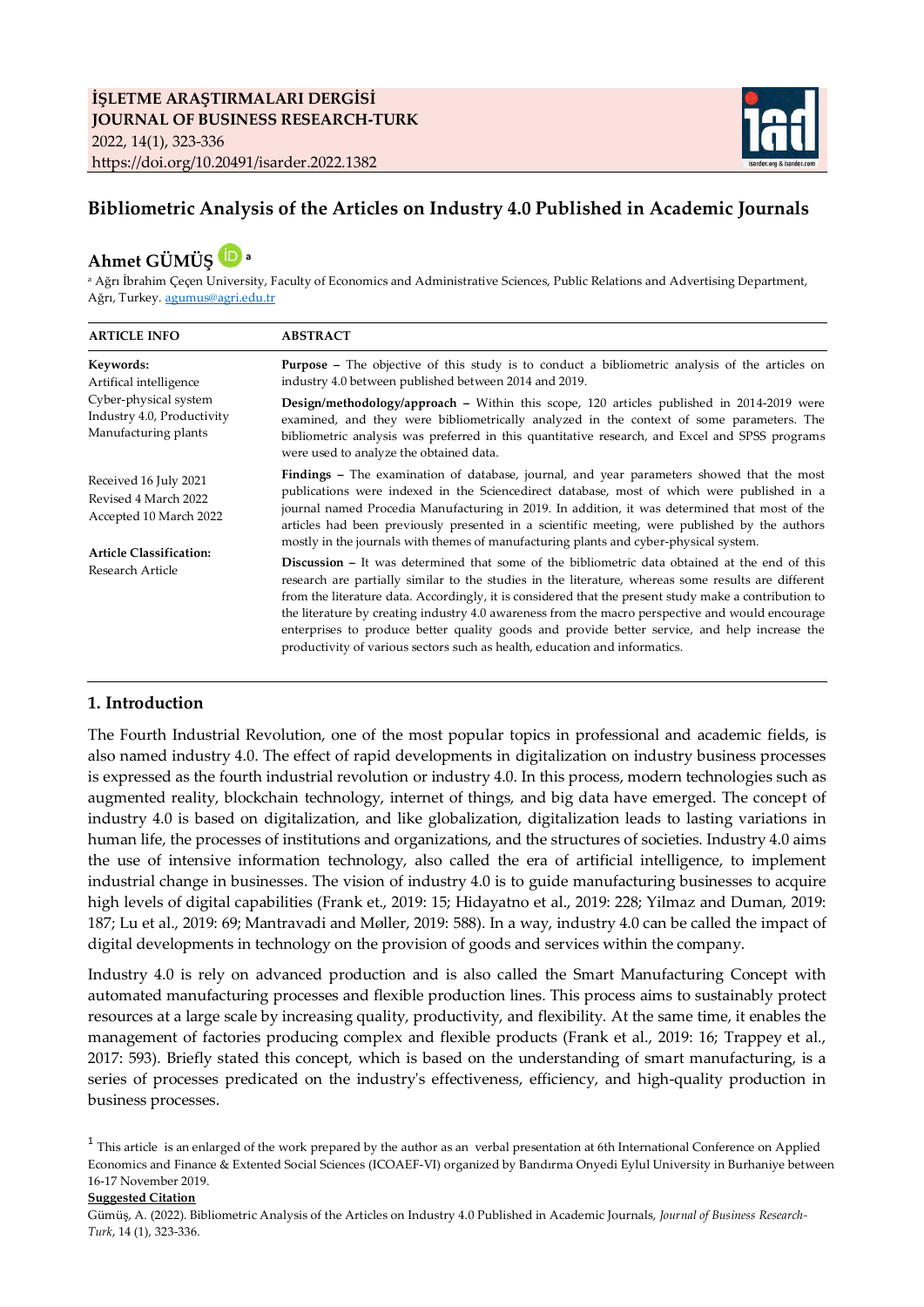**İŞLETME ARAŞTIRMALARI DERGİSİ**
**JOURNAL OF BUSINESS RESEARCH-TURK**
2022, 14(1), 323-336
https://doi.org/10.20491/isarder.2022.1382

# Bibliometric Analysis of the Articles on Industry 4.0 Published in Academic Journals

**Ahmet GÜMÜŞ** [a]

[a] Ağrı İbrahim Çeçen University, Faculty of Economics and Administrative Sciences, Public Relations and Advertising Department, Ağrı, Turkey. agumus@agri.edu.tr

| ARTICLE INFO | ABSTRACT |
|---|---|
| **Keywords:** Artifical intelligence, Cyber-physical system, Industry 4.0, Productivity, Manufacturing plants | **Purpose –** The objective of this study is to conduct a bibliometric analysis of the articles on industry 4.0 between published between 2014 and 2019. **Design/methodology/approach –** Within this scope, 120 articles published in 2014-2019 were examined, and they were bibliometrically analyzed in the context of some parameters. The bibliometric analysis was preferred in this quantitative research, and Excel and SPSS programs were used to analyze the obtained data. |
| Received 16 July 2021, Revised 4 March 2022, Accepted 10 March 2022 | **Findings –** The examination of database, journal, and year parameters showed that the most publications were indexed in the Sciencedirect database, most of which were published in a journal named Procedia Manufacturing in 2019. In addition, it was determined that most of the articles had been previously presented in a scientific meeting, were published by the authors mostly in the journals with themes of manufacturing plants and cyber-physical system. |
| **Article Classification:** Research Article | **Discussion –** It was determined that some of the bibliometric data obtained at the end of this research are partially similar to the studies in the literature, whereas some results are different from the literature data. Accordingly, it is considered that the present study make a contribution to the literature by creating industry 4.0 awareness from the macro perspective and would encourage enterprises to produce better quality goods and provide better service, and help increase the productivity of various sectors such as health, education and informatics. |

## 1. Introduction

The Fourth Industrial Revolution, one of the most popular topics in professional and academic fields, is also named industry 4.0. The effect of rapid developments in digitalization on industry business processes is expressed as the fourth industrial revolution or industry 4.0. In this process, modern technologies such as augmented reality, blockchain technology, internet of things, and big data have emerged. The concept of industry 4.0 is based on digitalization, and like globalization, digitalization leads to lasting variations in human life, the processes of institutions and organizations, and the structures of societies. Industry 4.0 aims the use of intensive information technology, also called the era of artificial intelligence, to implement industrial change in businesses. The vision of industry 4.0 is to guide manufacturing businesses to acquire high levels of digital capabilities (Frank et., 2019: 15; Hidayatno et al., 2019: 228; Yilmaz and Duman, 2019: 187; Lu et al., 2019: 69; Mantravadi and Møller, 2019: 588). In a way, industry 4.0 can be called the impact of digital developments in technology on the provision of goods and services within the company.

Industry 4.0 is rely on advanced production and is also called the Smart Manufacturing Concept with automated manufacturing processes and flexible production lines. This process aims to sustainably protect resources at a large scale by increasing quality, productivity, and flexibility. At the same time, it enables the management of factories producing complex and flexible products (Frank et al., 2019: 16; Trappey et al., 2017: 593). Briefly stated this concept, which is based on the understanding of smart manufacturing, is a series of processes predicated on the industry's effectiveness, efficiency, and high-quality production in business processes.

[1] This article is an enlarged of the work prepared by the author as an verbal presentation at 6th International Conference on Applied Economics and Finance & Extented Social Sciences (ICOAEF-VI) organized by Bandırma Onyedi Eylul University in Burhaniye between 16-17 November 2019.

**Suggested Citation**

Gümüş, A. (2022). Bibliometric Analysis of the Articles on Industry 4.0 Published in Academic Journals, *Journal of Business Research-Turk*, 14 (1), 323-336.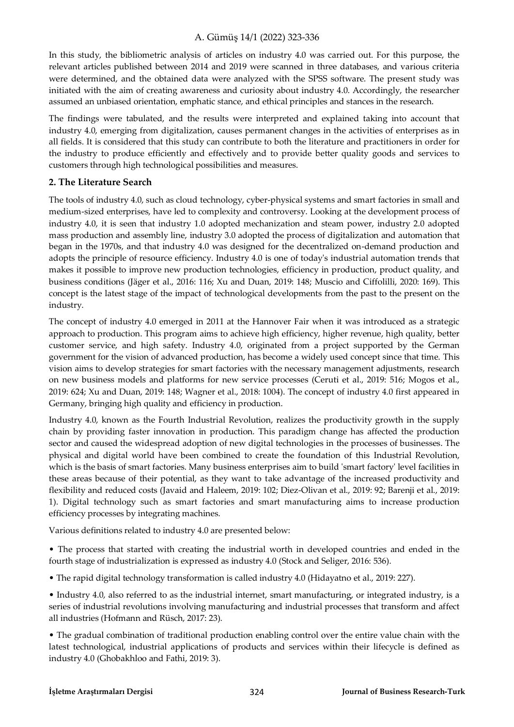In this study, the bibliometric analysis of articles on industry 4.0 was carried out. For this purpose, the relevant articles published between 2014 and 2019 were scanned in three databases, and various criteria were determined, and the obtained data were analyzed with the SPSS software. The present study was initiated with the aim of creating awareness and curiosity about industry 4.0. Accordingly, the researcher assumed an unbiased orientation, emphatic stance, and ethical principles and stances in the research.

The findings were tabulated, and the results were interpreted and explained taking into account that industry 4.0, emerging from digitalization, causes permanent changes in the activities of enterprises as in all fields. It is considered that this study can contribute to both the literature and practitioners in order for the industry to produce efficiently and effectively and to provide better quality goods and services to customers through high technological possibilities and measures.

## 2. The Literature Search

The tools of industry 4.0, such as cloud technology, cyber-physical systems and smart factories in small and medium-sized enterprises, have led to complexity and controversy. Looking at the development process of industry 4.0, it is seen that industry 1.0 adopted mechanization and steam power, industry 2.0 adopted mass production and assembly line, industry 3.0 adopted the process of digitalization and automation that began in the 1970s, and that industry 4.0 was designed for the decentralized on-demand production and adopts the principle of resource efficiency. Industry 4.0 is one of today's industrial automation trends that makes it possible to improve new production technologies, efficiency in production, product quality, and business conditions (Jäger et al., 2016: 116; Xu and Duan, 2019: 148; Muscio and Ciffolilli, 2020: 169). This concept is the latest stage of the impact of technological developments from the past to the present on the industry.

The concept of industry 4.0 emerged in 2011 at the Hannover Fair when it was introduced as a strategic approach to production. This program aims to achieve high efficiency, higher revenue, high quality, better customer service, and high safety. Industry 4.0, originated from a project supported by the German government for the vision of advanced production, has become a widely used concept since that time. This vision aims to develop strategies for smart factories with the necessary management adjustments, research on new business models and platforms for new service processes (Ceruti et al., 2019: 516; Mogos et al., 2019: 624; Xu and Duan, 2019: 148; Wagner et al., 2018: 1004). The concept of industry 4.0 first appeared in Germany, bringing high quality and efficiency in production.

Industry 4.0, known as the Fourth Industrial Revolution, realizes the productivity growth in the supply chain by providing faster innovation in production. This paradigm change has affected the production sector and caused the widespread adoption of new digital technologies in the processes of businesses. The physical and digital world have been combined to create the foundation of this Industrial Revolution, which is the basis of smart factories. Many business enterprises aim to build 'smart factory' level facilities in these areas because of their potential, as they want to take advantage of the increased productivity and flexibility and reduced costs (Javaid and Haleem, 2019: 102; Diez-Olivan et al., 2019: 92; Barenji et al., 2019: 1). Digital technology such as smart factories and smart manufacturing aims to increase production efficiency processes by integrating machines.

Various definitions related to industry 4.0 are presented below:

- The process that started with creating the industrial worth in developed countries and ended in the fourth stage of industrialization is expressed as industry 4.0 (Stock and Seliger, 2016: 536).
- The rapid digital technology transformation is called industry 4.0 (Hidayatno et al., 2019: 227).
- Industry 4.0, also referred to as the industrial internet, smart manufacturing, or integrated industry, is a series of industrial revolutions involving manufacturing and industrial processes that transform and affect all industries (Hofmann and Rüsch, 2017: 23).
- The gradual combination of traditional production enabling control over the entire value chain with the latest technological, industrial applications of products and services within their lifecycle is defined as industry 4.0 (Ghobakhloo and Fathi, 2019: 3).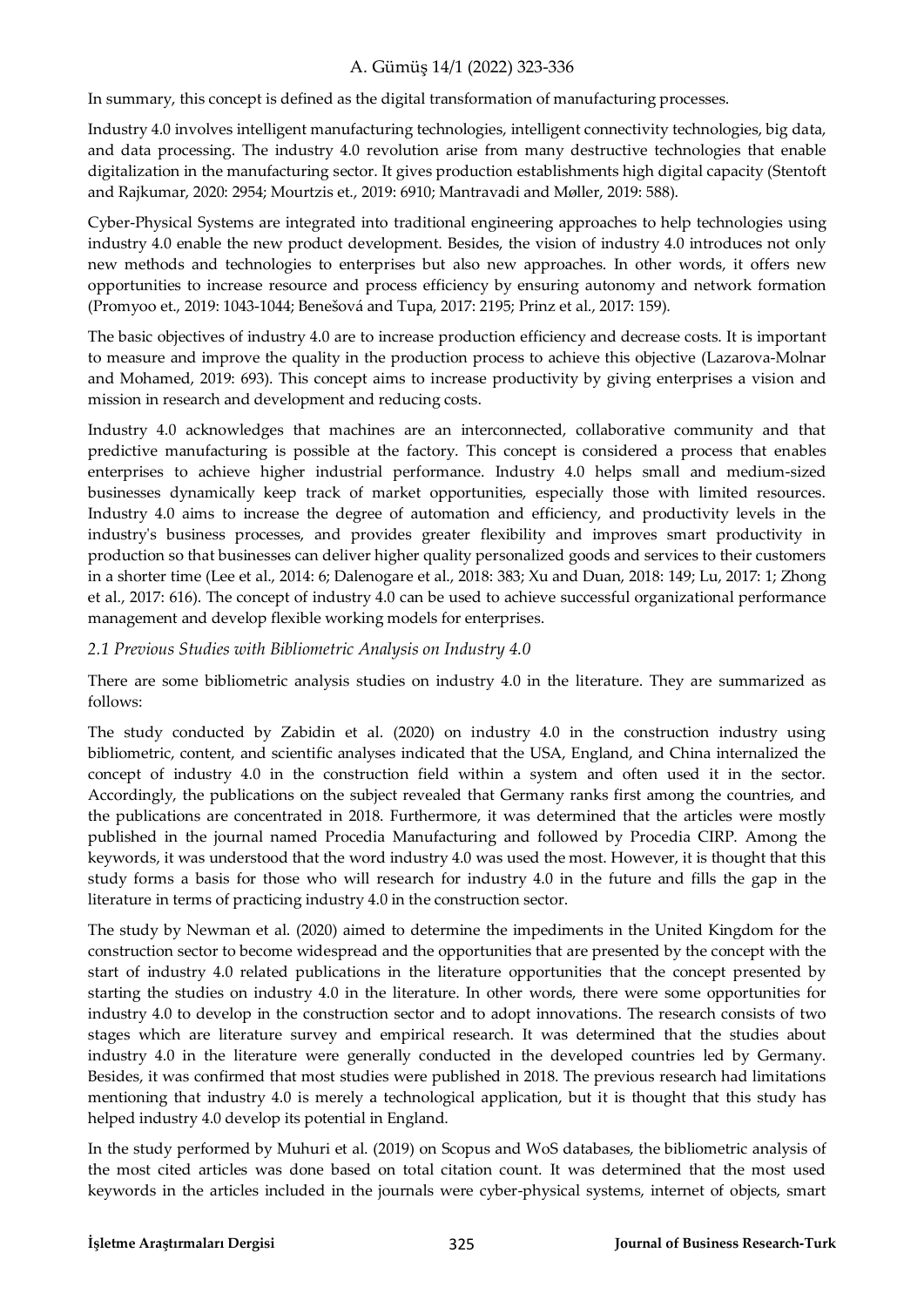In summary, this concept is defined as the digital transformation of manufacturing processes.

Industry 4.0 involves intelligent manufacturing technologies, intelligent connectivity technologies, big data, and data processing. The industry 4.0 revolution arise from many destructive technologies that enable digitalization in the manufacturing sector. It gives production establishments high digital capacity (Stentoft and Rajkumar, 2020: 2954; Mourtzis et., 2019: 6910; Mantravadi and Møller, 2019: 588).

Cyber-Physical Systems are integrated into traditional engineering approaches to help technologies using industry 4.0 enable the new product development. Besides, the vision of industry 4.0 introduces not only new methods and technologies to enterprises but also new approaches. In other words, it offers new opportunities to increase resource and process efficiency by ensuring autonomy and network formation (Promyoo et., 2019: 1043-1044; Benešová and Tupa, 2017: 2195; Prinz et al., 2017: 159).

The basic objectives of industry 4.0 are to increase production efficiency and decrease costs. It is important to measure and improve the quality in the production process to achieve this objective (Lazarova-Molnar and Mohamed, 2019: 693). This concept aims to increase productivity by giving enterprises a vision and mission in research and development and reducing costs.

Industry 4.0 acknowledges that machines are an interconnected, collaborative community and that predictive manufacturing is possible at the factory. This concept is considered a process that enables enterprises to achieve higher industrial performance. Industry 4.0 helps small and medium-sized businesses dynamically keep track of market opportunities, especially those with limited resources. Industry 4.0 aims to increase the degree of automation and efficiency, and productivity levels in the industry's business processes, and provides greater flexibility and improves smart productivity in production so that businesses can deliver higher quality personalized goods and services to their customers in a shorter time (Lee et al., 2014: 6; Dalenogare et al., 2018: 383; Xu and Duan, 2018: 149; Lu, 2017: 1; Zhong et al., 2017: 616). The concept of industry 4.0 can be used to achieve successful organizational performance management and develop flexible working models for enterprises.

### *2.1 Previous Studies with Bibliometric Analysis on Industry 4.0*

There are some bibliometric analysis studies on industry 4.0 in the literature. They are summarized as follows:

The study conducted by Zabidin et al. (2020) on industry 4.0 in the construction industry using bibliometric, content, and scientific analyses indicated that the USA, England, and China internalized the concept of industry 4.0 in the construction field within a system and often used it in the sector. Accordingly, the publications on the subject revealed that Germany ranks first among the countries, and the publications are concentrated in 2018. Furthermore, it was determined that the articles were mostly published in the journal named Procedia Manufacturing and followed by Procedia CIRP. Among the keywords, it was understood that the word industry 4.0 was used the most. However, it is thought that this study forms a basis for those who will research for industry 4.0 in the future and fills the gap in the literature in terms of practicing industry 4.0 in the construction sector.

The study by Newman et al. (2020) aimed to determine the impediments in the United Kingdom for the construction sector to become widespread and the opportunities that are presented by the concept with the start of industry 4.0 related publications in the literature opportunities that the concept presented by starting the studies on industry 4.0 in the literature. In other words, there were some opportunities for industry 4.0 to develop in the construction sector and to adopt innovations. The research consists of two stages which are literature survey and empirical research. It was determined that the studies about industry 4.0 in the literature were generally conducted in the developed countries led by Germany. Besides, it was confirmed that most studies were published in 2018. The previous research had limitations mentioning that industry 4.0 is merely a technological application, but it is thought that this study has helped industry 4.0 develop its potential in England.

In the study performed by Muhuri et al. (2019) on Scopus and WoS databases, the bibliometric analysis of the most cited articles was done based on total citation count. It was determined that the most used keywords in the articles included in the journals were cyber-physical systems, internet of objects, smart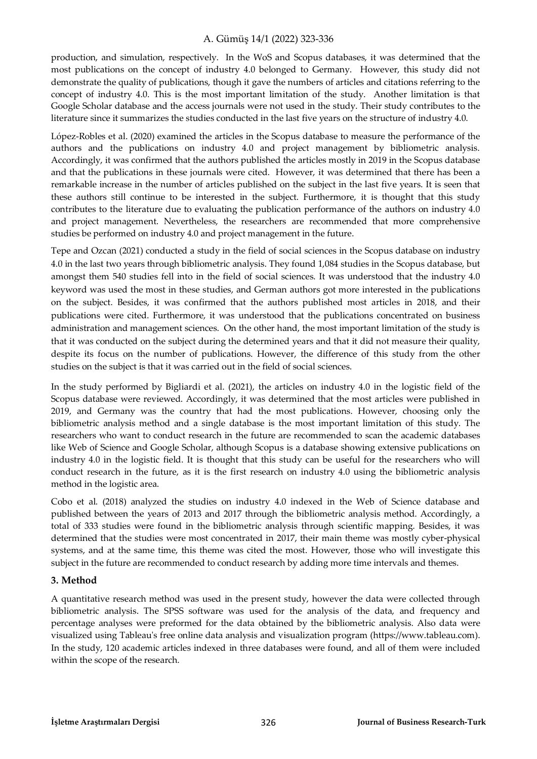production, and simulation, respectively. In the WoS and Scopus databases, it was determined that the most publications on the concept of industry 4.0 belonged to Germany. However, this study did not demonstrate the quality of publications, though it gave the numbers of articles and citations referring to the concept of industry 4.0. This is the most important limitation of the study. Another limitation is that Google Scholar database and the access journals were not used in the study. Their study contributes to the literature since it summarizes the studies conducted in the last five years on the structure of industry 4.0.

López-Robles et al. (2020) examined the articles in the Scopus database to measure the performance of the authors and the publications on industry 4.0 and project management by bibliometric analysis. Accordingly, it was confirmed that the authors published the articles mostly in 2019 in the Scopus database and that the publications in these journals were cited. However, it was determined that there has been a remarkable increase in the number of articles published on the subject in the last five years. It is seen that these authors still continue to be interested in the subject. Furthermore, it is thought that this study contributes to the literature due to evaluating the publication performance of the authors on industry 4.0 and project management. Nevertheless, the researchers are recommended that more comprehensive studies be performed on industry 4.0 and project management in the future.

Tepe and Ozcan (2021) conducted a study in the field of social sciences in the Scopus database on industry 4.0 in the last two years through bibliometric analysis. They found 1,084 studies in the Scopus database, but amongst them 540 studies fell into in the field of social sciences. It was understood that the industry 4.0 keyword was used the most in these studies, and German authors got more interested in the publications on the subject. Besides, it was confirmed that the authors published most articles in 2018, and their publications were cited. Furthermore, it was understood that the publications concentrated on business administration and management sciences. On the other hand, the most important limitation of the study is that it was conducted on the subject during the determined years and that it did not measure their quality, despite its focus on the number of publications. However, the difference of this study from the other studies on the subject is that it was carried out in the field of social sciences.

In the study performed by Bigliardi et al. (2021), the articles on industry 4.0 in the logistic field of the Scopus database were reviewed. Accordingly, it was determined that the most articles were published in 2019, and Germany was the country that had the most publications. However, choosing only the bibliometric analysis method and a single database is the most important limitation of this study. The researchers who want to conduct research in the future are recommended to scan the academic databases like Web of Science and Google Scholar, although Scopus is a database showing extensive publications on industry 4.0 in the logistic field. It is thought that this study can be useful for the researchers who will conduct research in the future, as it is the first research on industry 4.0 using the bibliometric analysis method in the logistic area.

Cobo et al. (2018) analyzed the studies on industry 4.0 indexed in the Web of Science database and published between the years of 2013 and 2017 through the bibliometric analysis method. Accordingly, a total of 333 studies were found in the bibliometric analysis through scientific mapping. Besides, it was determined that the studies were most concentrated in 2017, their main theme was mostly cyber-physical systems, and at the same time, this theme was cited the most. However, those who will investigate this subject in the future are recommended to conduct research by adding more time intervals and themes.

## 3. Method

A quantitative research method was used in the present study, however the data were collected through bibliometric analysis. The SPSS software was used for the analysis of the data, and frequency and percentage analyses were preformed for the data obtained by the bibliometric analysis. Also data were visualized using Tableau's free online data analysis and visualization program (https://www.tableau.com). In the study, 120 academic articles indexed in three databases were found, and all of them were included within the scope of the research.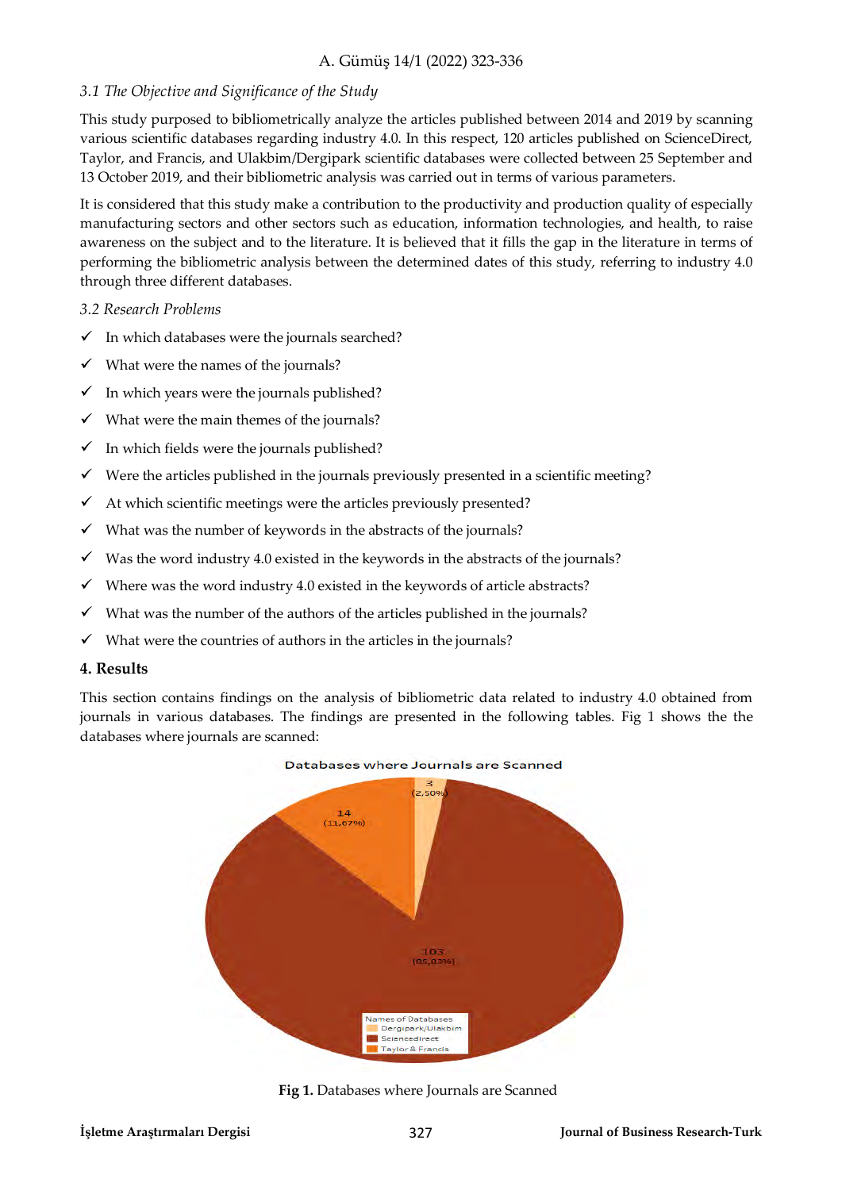### *3.1 The Objective and Significance of the Study*

This study purposed to bibliometrically analyze the articles published between 2014 and 2019 by scanning various scientific databases regarding industry 4.0. In this respect, 120 articles published on ScienceDirect, Taylor, and Francis, and Ulakbim/Dergipark scientific databases were collected between 25 September and 13 October 2019, and their bibliometric analysis was carried out in terms of various parameters.

It is considered that this study make a contribution to the productivity and production quality of especially manufacturing sectors and other sectors such as education, information technologies, and health, to raise awareness on the subject and to the literature. It is believed that it fills the gap in the literature in terms of performing the bibliometric analysis between the determined dates of this study, referring to industry 4.0 through three different databases.

### *3.2 Research Problems*

- ✓ In which databases were the journals searched?
- ✓ What were the names of the journals?
- ✓ In which years were the journals published?
- ✓ What were the main themes of the journals?
- ✓ In which fields were the journals published?
- ✓ Were the articles published in the journals previously presented in a scientific meeting?
- ✓ At which scientific meetings were the articles previously presented?
- ✓ What was the number of keywords in the abstracts of the journals?
- ✓ Was the word industry 4.0 existed in the keywords in the abstracts of the journals?
- ✓ Where was the word industry 4.0 existed in the keywords of article abstracts?
- ✓ What was the number of the authors of the articles published in the journals?
- ✓ What were the countries of authors in the articles in the journals?

## 4. Results

This section contains findings on the analysis of bibliometric data related to industry 4.0 obtained from journals in various databases. The findings are presented in the following tables. Fig 1 shows the the databases where journals are scanned:

Databases where Journals are Scanned

| Names of Databases | Number | Percentage |
|---|---|---|
| Dergipark/Ulakbim | 3 | 2,50% |
| Sciencedirect | 103 | 85,83% |
| Taylor & Francis | 14 | 11,67% |

**Fig 1.** Databases where Journals are Scanned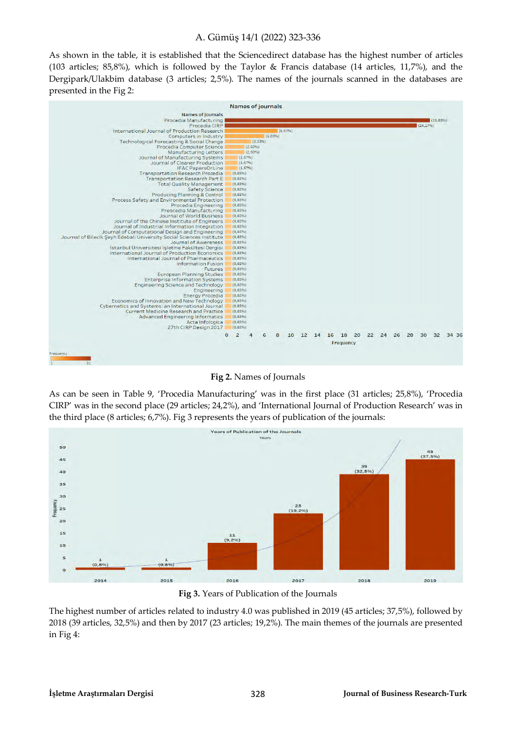As shown in the table, it is established that the Sciencedirect database has the highest number of articles (103 articles; 85,8%), which is followed by the Taylor & Francis database (14 articles, 11,7%), and the Dergipark/Ulakbim database (3 articles; 2,5%). The names of the journals scanned in the databases are presented in the Fig 2:

**Fig 2.** Names of Journals

As can be seen in Table 9, 'Procedia Manufacturing' was in the first place (31 articles; 25,8%), 'Procedia CIRP' was in the second place (29 articles; 24,2%), and 'International Journal of Production Research' was in the third place (8 articles; 6,7%). Fig 3 represents the years of publication of the journals:

**Fig 3.** Years of Publication of the Journals

The highest number of articles related to industry 4.0 was published in 2019 (45 articles; 37,5%), followed by 2018 (39 articles, 32,5%) and then by 2017 (23 articles; 19,2%). The main themes of the journals are presented in Fig 4: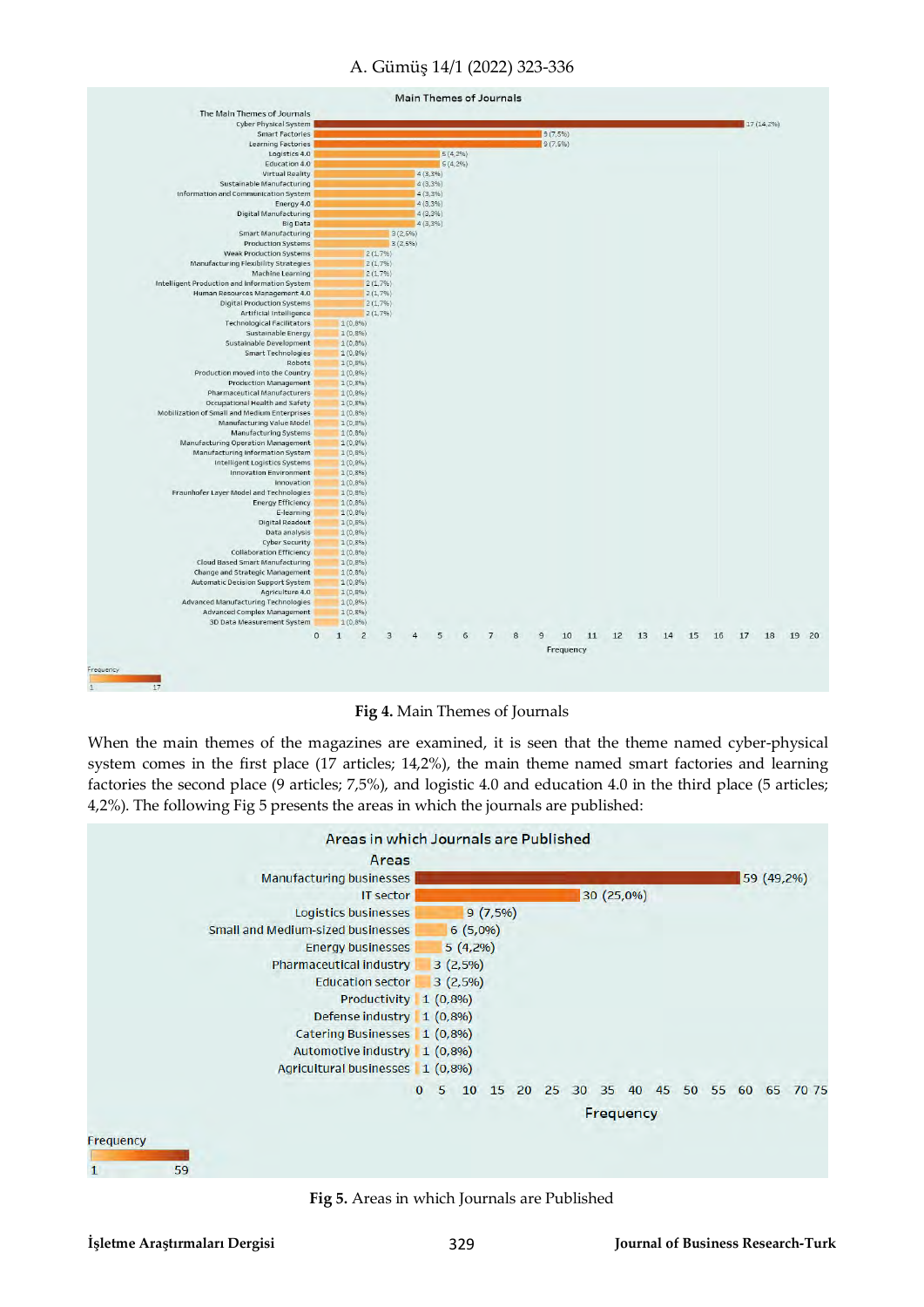**Main Themes of Journals**

| The Main Themes of Journals | Frequency |
|---|---|
| Cyber Physical System | 17 (14,2%) |
| Smart Factories | 9 (7,5%) |
| Learning Factories | 9 (7,5%) |
| Logistics 4.0 | 5 (4,2%) |
| Education 4.0 | 5 (4,2%) |
| Virtual Reality | 4 (3,3%) |
| Sustainable Manufacturing | 4 (3,3%) |
| Information and Communication System | 4 (3,3%) |
| Energy 4.0 | 4 (3,3%) |
| Digital Manufacturing | 4 (3,3%) |
| Big Data | 4 (3,3%) |
| Smart Manufacturing | 3 (2,5%) |
| Production Systems | 3 (2,5%) |
| Weak Production Systems | 2 (1,7%) |
| Manufacturing Flexibility Strategies | 2 (1,7%) |
| Machine Learning | 2 (1,7%) |
| Intelligent Production and Information System | 2 (1,7%) |
| Human Resources Management 4.0 | 2 (1,7%) |
| Digital Production Systems | 2 (1,7%) |
| Artificial Intelligence | 2 (1,7%) |
| Technological Facilitators | 1 (0,8%) |
| Sustainable Energy | 1 (0,8%) |
| Sustainable Development | 1 (0,8%) |
| Smart Technologies | 1 (0,8%) |
| Robots | 1 (0,8%) |
| Production moved into the Country | 1 (0,8%) |
| Production Management | 1 (0,8%) |
| Pharmaceutical Manufacturers | 1 (0,8%) |
| Occupational Health and Safety | 1 (0,8%) |
| Mobilization of Small and Medium Enterprises | 1 (0,8%) |
| Manufacturing Value Model | 1 (0,8%) |
| Manufacturing Systems | 1 (0,8%) |
| Manufacturing Operation Management | 1 (0,8%) |
| Manufacturing Information System | 1 (0,8%) |
| Intelligent Logistics Systems | 1 (0,8%) |
| Innovation Environment | 1 (0,8%) |
| Innovation | 1 (0,8%) |
| Fraunhofer Layer Model and Technologies | 1 (0,8%) |
| Energy Efficiency | 1 (0,8%) |
| E-learning | 1 (0,8%) |
| Digital Readout | 1 (0,8%) |
| Data analysis | 1 (0,8%) |
| Cyber Security | 1 (0,8%) |
| Collaboration Efficiency | 1 (0,8%) |
| Cloud Based Smart Manufacturing | 1 (0,8%) |
| Change and Strategic Management | 1 (0,8%) |
| Automatic Decision Support System | 1 (0,8%) |
| Agriculture 4.0 | 1 (0,8%) |
| Advanced Manufacturing Technologies | 1 (0,8%) |
| Advanced Complex Management | 1 (0,8%) |
| 3D Data Measurement System | 1 (0,8%) |

**Fig 4.** Main Themes of Journals

When the main themes of the magazines are examined, it is seen that the theme named cyber-physical system comes in the first place (17 articles; 14,2%), the main theme named smart factories and learning factories the second place (9 articles; 7,5%), and logistic 4.0 and education 4.0 in the third place (5 articles; 4,2%). The following Fig 5 presents the areas in which the journals are published:

**Areas in which Journals are Published**

| Areas | Frequency |
|---|---|
| Manufacturing businesses | 59 (49,2%) |
| IT sector | 30 (25,0%) |
| Logistics businesses | 9 (7,5%) |
| Small and Medium-sized businesses | 6 (5,0%) |
| Energy businesses | 5 (4,2%) |
| Pharmaceutical industry | 3 (2,5%) |
| Education sector | 3 (2,5%) |
| Productivity | 1 (0,8%) |
| Defense industry | 1 (0,8%) |
| Catering Businesses | 1 (0,8%) |
| Automotive industry | 1 (0,8%) |
| Agricultural businesses | 1 (0,8%) |

**Fig 5.** Areas in which Journals are Published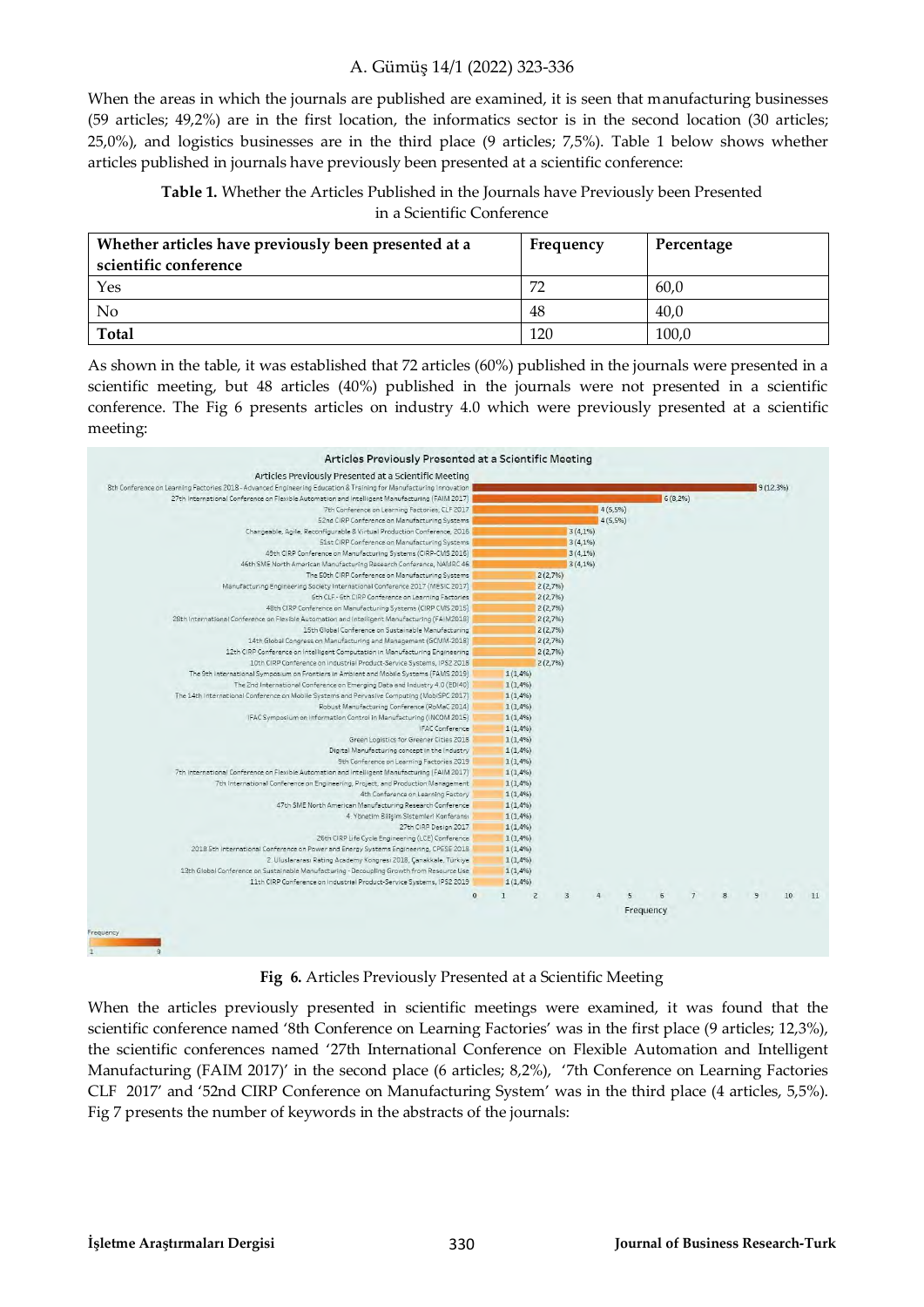When the areas in which the journals are published are examined, it is seen that manufacturing businesses (59 articles; 49,2%) are in the first location, the informatics sector is in the second location (30 articles; 25,0%), and logistics businesses are in the third place (9 articles; 7,5%). Table 1 below shows whether articles published in journals have previously been presented at a scientific conference:

**Table 1.** Whether the Articles Published in the Journals have Previously been Presented in a Scientific Conference

| Whether articles have previously been presented at a scientific conference | Frequency | Percentage |
|---|---|---|
| Yes | 72 | 60,0 |
| No | 48 | 40,0 |
| **Total** | 120 | 100,0 |

As shown in the table, it was established that 72 articles (60%) published in the journals were presented in a scientific meeting, but 48 articles (40%) published in the journals were not presented in a scientific conference. The Fig 6 presents articles on industry 4.0 which were previously presented at a scientific meeting:

**Fig 6.** Articles Previously Presented at a Scientific Meeting

When the articles previously presented in scientific meetings were examined, it was found that the scientific conference named '8th Conference on Learning Factories' was in the first place (9 articles; 12,3%), the scientific conferences named '27th International Conference on Flexible Automation and Intelligent Manufacturing (FAIM 2017)' in the second place (6 articles; 8,2%), '7th Conference on Learning Factories CLF 2017' and '52nd CIRP Conference on Manufacturing System' was in the third place (4 articles, 5,5%). Fig 7 presents the number of keywords in the abstracts of the journals: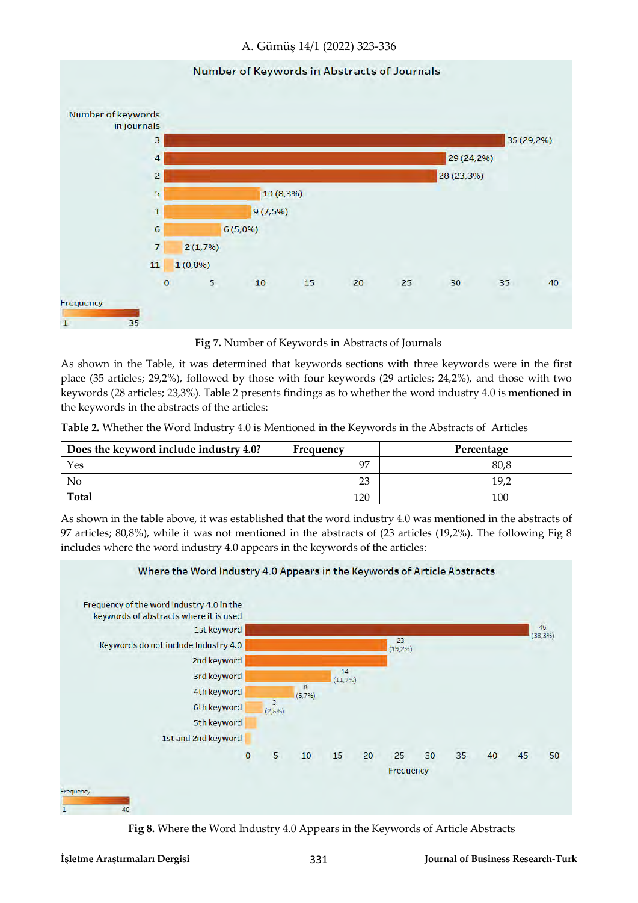Fig 7. Number of Keywords in Abstracts of Journals

As shown in the Table, it was determined that keywords sections with three keywords were in the first place (35 articles; 29,2%), followed by those with four keywords (29 articles; 24,2%), and those with two keywords (28 articles; 23,3%). Table 2 presents findings as to whether the word industry 4.0 is mentioned in the keywords in the abstracts of the articles:

**Table 2.** Whether the Word Industry 4.0 is Mentioned in the Keywords in the Abstracts of Articles

| Does the keyword include industry 4.0? | Frequency | Percentage |
|---|---|---|
| Yes | 97 | 80,8 |
| No | 23 | 19,2 |
| **Total** | 120 | 100 |

As shown in the table above, it was established that the word industry 4.0 was mentioned in the abstracts of 97 articles; 80,8%), while it was not mentioned in the abstracts of (23 articles (19,2%). The following Fig 8 includes where the word industry 4.0 appears in the keywords of the articles:

Fig 8. Where the Word Industry 4.0 Appears in the Keywords of Article Abstracts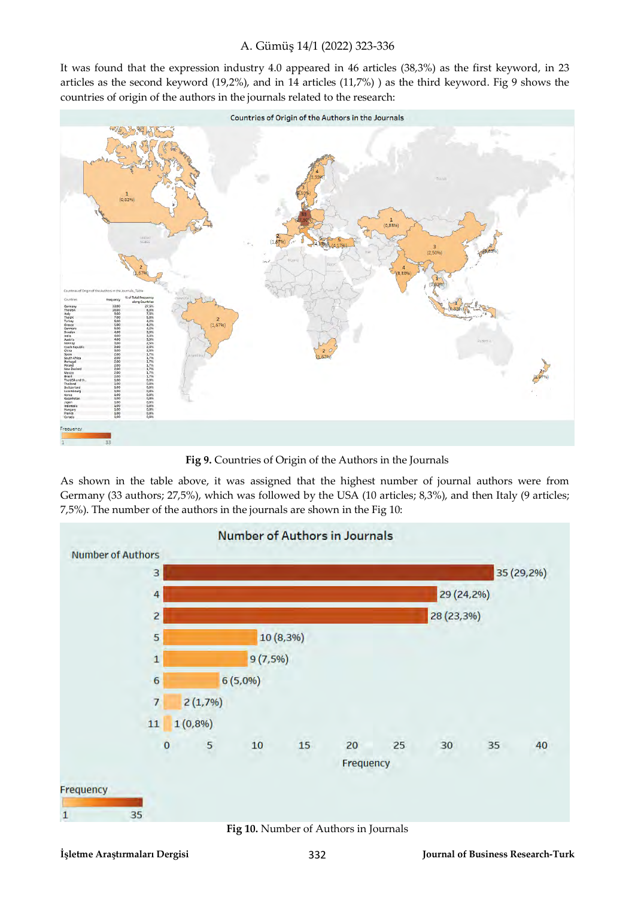It was found that the expression industry 4.0 appeared in 46 articles (38,3%) as the first keyword, in 23 articles as the second keyword (19,2%), and in 14 articles (11,7%) ) as the third keyword. Fig 9 shows the countries of origin of the authors in the journals related to the research:

**Fig 9.** Countries of Origin of the Authors in the Journals

As shown in the table above, it was assigned that the highest number of journal authors were from Germany (33 authors; 27,5%), which was followed by the USA (10 articles; 8,3%), and then Italy (9 articles; 7,5%). The number of the authors in the journals are shown in the Fig 10:

**Fig 10.** Number of Authors in Journals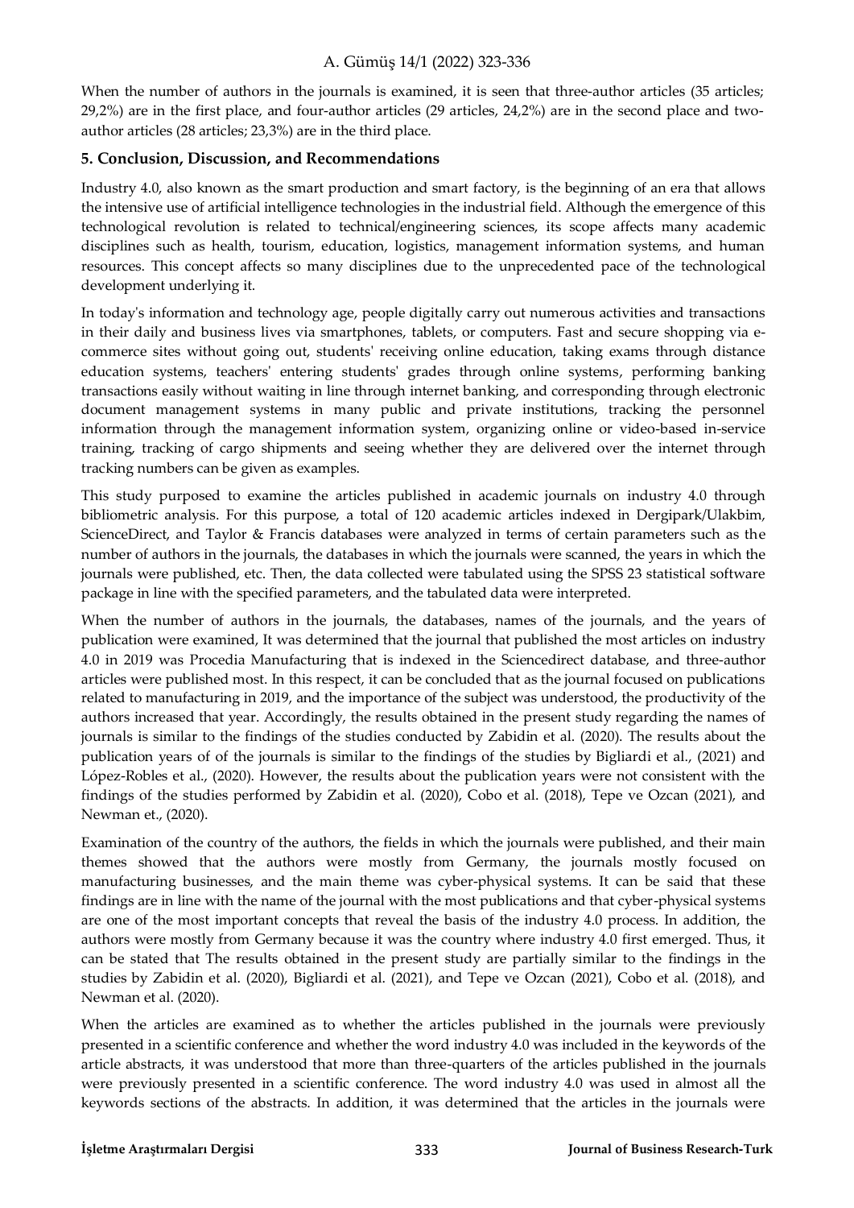When the number of authors in the journals is examined, it is seen that three-author articles (35 articles; 29,2%) are in the first place, and four-author articles (29 articles, 24,2%) are in the second place and two-author articles (28 articles; 23,3%) are in the third place.

## 5. Conclusion, Discussion, and Recommendations

Industry 4.0, also known as the smart production and smart factory, is the beginning of an era that allows the intensive use of artificial intelligence technologies in the industrial field. Although the emergence of this technological revolution is related to technical/engineering sciences, its scope affects many academic disciplines such as health, tourism, education, logistics, management information systems, and human resources. This concept affects so many disciplines due to the unprecedented pace of the technological development underlying it.

In today's information and technology age, people digitally carry out numerous activities and transactions in their daily and business lives via smartphones, tablets, or computers. Fast and secure shopping via e-commerce sites without going out, students' receiving online education, taking exams through distance education systems, teachers' entering students' grades through online systems, performing banking transactions easily without waiting in line through internet banking, and corresponding through electronic document management systems in many public and private institutions, tracking the personnel information through the management information system, organizing online or video-based in-service training, tracking of cargo shipments and seeing whether they are delivered over the internet through tracking numbers can be given as examples.

This study purposed to examine the articles published in academic journals on industry 4.0 through bibliometric analysis. For this purpose, a total of 120 academic articles indexed in Dergipark/Ulakbim, ScienceDirect, and Taylor & Francis databases were analyzed in terms of certain parameters such as the number of authors in the journals, the databases in which the journals were scanned, the years in which the journals were published, etc. Then, the data collected were tabulated using the SPSS 23 statistical software package in line with the specified parameters, and the tabulated data were interpreted.

When the number of authors in the journals, the databases, names of the journals, and the years of publication were examined, It was determined that the journal that published the most articles on industry 4.0 in 2019 was Procedia Manufacturing that is indexed in the Sciencedirect database, and three-author articles were published most. In this respect, it can be concluded that as the journal focused on publications related to manufacturing in 2019, and the importance of the subject was understood, the productivity of the authors increased that year. Accordingly, the results obtained in the present study regarding the names of journals is similar to the findings of the studies conducted by Zabidin et al. (2020). The results about the publication years of of the journals is similar to the findings of the studies by Bigliardi et al., (2021) and López-Robles et al., (2020). However, the results about the publication years were not consistent with the findings of the studies performed by Zabidin et al. (2020), Cobo et al. (2018), Tepe ve Ozcan (2021), and Newman et., (2020).

Examination of the country of the authors, the fields in which the journals were published, and their main themes showed that the authors were mostly from Germany, the journals mostly focused on manufacturing businesses, and the main theme was cyber-physical systems. It can be said that these findings are in line with the name of the journal with the most publications and that cyber-physical systems are one of the most important concepts that reveal the basis of the industry 4.0 process. In addition, the authors were mostly from Germany because it was the country where industry 4.0 first emerged. Thus, it can be stated that The results obtained in the present study are partially similar to the findings in the studies by Zabidin et al. (2020), Bigliardi et al. (2021), and Tepe ve Ozcan (2021), Cobo et al. (2018), and Newman et al. (2020).

When the articles are examined as to whether the articles published in the journals were previously presented in a scientific conference and whether the word industry 4.0 was included in the keywords of the article abstracts, it was understood that more than three-quarters of the articles published in the journals were previously presented in a scientific conference. The word industry 4.0 was used in almost all the keywords sections of the abstracts. In addition, it was determined that the articles in the journals were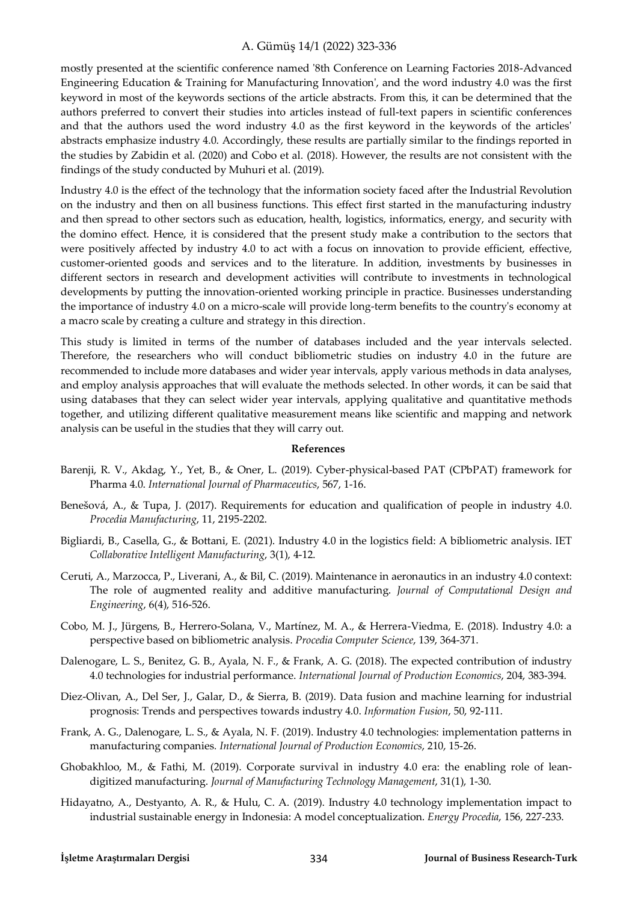mostly presented at the scientific conference named '8th Conference on Learning Factories 2018-Advanced Engineering Education & Training for Manufacturing Innovation', and the word industry 4.0 was the first keyword in most of the keywords sections of the article abstracts. From this, it can be determined that the authors preferred to convert their studies into articles instead of full-text papers in scientific conferences and that the authors used the word industry 4.0 as the first keyword in the keywords of the articles' abstracts emphasize industry 4.0. Accordingly, these results are partially similar to the findings reported in the studies by Zabidin et al. (2020) and Cobo et al. (2018). However, the results are not consistent with the findings of the study conducted by Muhuri et al. (2019).

Industry 4.0 is the effect of the technology that the information society faced after the Industrial Revolution on the industry and then on all business functions. This effect first started in the manufacturing industry and then spread to other sectors such as education, health, logistics, informatics, energy, and security with the domino effect. Hence, it is considered that the present study make a contribution to the sectors that were positively affected by industry 4.0 to act with a focus on innovation to provide efficient, effective, customer-oriented goods and services and to the literature. In addition, investments by businesses in different sectors in research and development activities will contribute to investments in technological developments by putting the innovation-oriented working principle in practice. Businesses understanding the importance of industry 4.0 on a micro-scale will provide long-term benefits to the country's economy at a macro scale by creating a culture and strategy in this direction.

This study is limited in terms of the number of databases included and the year intervals selected. Therefore, the researchers who will conduct bibliometric studies on industry 4.0 in the future are recommended to include more databases and wider year intervals, apply various methods in data analyses, and employ analysis approaches that will evaluate the methods selected. In other words, it can be said that using databases that they can select wider year intervals, applying qualitative and quantitative methods together, and utilizing different qualitative measurement means like scientific and mapping and network analysis can be useful in the studies that they will carry out.

## References

Barenji, R. V., Akdag, Y., Yet, B., & Oner, L. (2019). Cyber-physical-based PAT (CPbPAT) framework for Pharma 4.0. *International Journal of Pharmaceutics*, 567, 1-16.

Benešová, A., & Tupa, J. (2017). Requirements for education and qualification of people in industry 4.0. *Procedia Manufacturing*, 11, 2195-2202.

Bigliardi, B., Casella, G., & Bottani, E. (2021). Industry 4.0 in the logistics field: A bibliometric analysis. IET *Collaborative Intelligent Manufacturing*, 3(1), 4-12.

Ceruti, A., Marzocca, P., Liverani, A., & Bil, C. (2019). Maintenance in aeronautics in an industry 4.0 context: The role of augmented reality and additive manufacturing. *Journal of Computational Design and Engineering*, 6(4), 516-526.

Cobo, M. J., Jürgens, B., Herrero-Solana, V., Martínez, M. A., & Herrera-Viedma, E. (2018). Industry 4.0: a perspective based on bibliometric analysis. *Procedia Computer Science*, 139, 364-371.

Dalenogare, L. S., Benitez, G. B., Ayala, N. F., & Frank, A. G. (2018). The expected contribution of industry 4.0 technologies for industrial performance. *International Journal of Production Economics*, 204, 383-394.

Diez-Olivan, A., Del Ser, J., Galar, D., & Sierra, B. (2019). Data fusion and machine learning for industrial prognosis: Trends and perspectives towards industry 4.0. *Information Fusion*, 50, 92-111.

Frank, A. G., Dalenogare, L. S., & Ayala, N. F. (2019). Industry 4.0 technologies: implementation patterns in manufacturing companies. *International Journal of Production Economics*, 210, 15-26.

Ghobakhloo, M., & Fathi, M. (2019). Corporate survival in industry 4.0 era: the enabling role of lean-digitized manufacturing. *Journal of Manufacturing Technology Management*, 31(1), 1-30.

Hidayatno, A., Destyanto, A. R., & Hulu, C. A. (2019). Industry 4.0 technology implementation impact to industrial sustainable energy in Indonesia: A model conceptualization. *Energy Procedia*, 156, 227-233.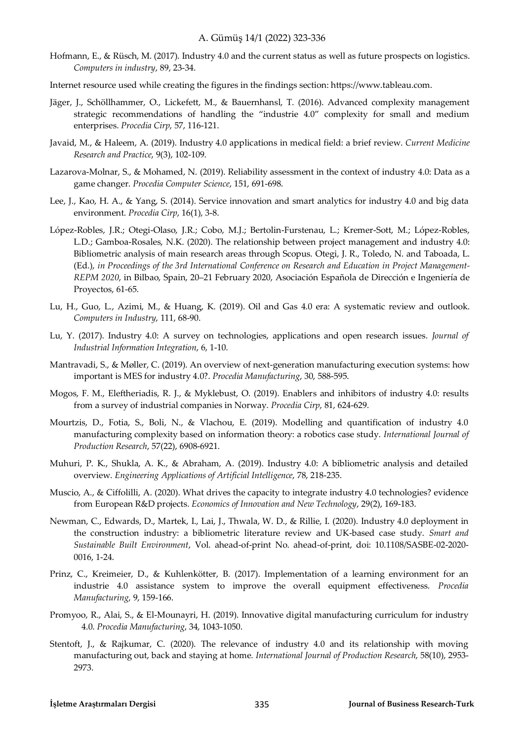Hofmann, E., & Rüsch, M. (2017). Industry 4.0 and the current status as well as future prospects on logistics. *Computers in industry*, 89, 23-34.

Internet resource used while creating the figures in the findings section: https://www.tableau.com.

Jäger, J., Schöllhammer, O., Lickefett, M., & Bauernhansl, T. (2016). Advanced complexity management strategic recommendations of handling the "industrie 4.0" complexity for small and medium enterprises. *Procedia Cirp*, 57, 116-121.

Javaid, M., & Haleem, A. (2019). Industry 4.0 applications in medical field: a brief review. *Current Medicine Research and Practice*, 9(3), 102-109.

Lazarova-Molnar, S., & Mohamed, N. (2019). Reliability assessment in the context of industry 4.0: Data as a game changer. *Procedia Computer Science*, 151, 691-698.

Lee, J., Kao, H. A., & Yang, S. (2014). Service innovation and smart analytics for industry 4.0 and big data environment. *Procedia Cirp*, 16(1), 3-8.

López-Robles, J.R.; Otegi-Olaso, J.R.; Cobo, M.J.; Bertolin-Furstenau, L.; Kremer-Sott, M.; López-Robles, L.D.; Gamboa-Rosales, N.K. (2020). The relationship between project management and industry 4.0: Bibliometric analysis of main research areas through Scopus. Otegi, J. R., Toledo, N. and Taboada, L. (Ed.), *in Proceedings of the 3rd International Conference on Research and Education in Project Management-REPM 2020*, in Bilbao, Spain, 20–21 February 2020, Asociación Española de Dirección e Ingeniería de Proyectos, 61-65.

Lu, H., Guo, L., Azimi, M., & Huang, K. (2019). Oil and Gas 4.0 era: A systematic review and outlook. *Computers in Industry*, 111, 68-90.

Lu, Y. (2017). Industry 4.0: A survey on technologies, applications and open research issues. *Journal of Industrial Information Integration*, 6, 1-10.

Mantravadi, S., & Møller, C. (2019). An overview of next-generation manufacturing execution systems: how important is MES for industry 4.0?. *Procedia Manufacturing*, 30, 588-595.

Mogos, F. M., Eleftheriadis, R. J., & Myklebust, O. (2019). Enablers and inhibitors of industry 4.0: results from a survey of industrial companies in Norway. *Procedia Cirp*, 81, 624-629.

Mourtzis, D., Fotia, S., Boli, N., & Vlachou, E. (2019). Modelling and quantification of industry 4.0 manufacturing complexity based on information theory: a robotics case study. *International Journal of Production Research*, 57(22), 6908-6921.

Muhuri, P. K., Shukla, A. K., & Abraham, A. (2019). Industry 4.0: A bibliometric analysis and detailed overview. *Engineering Applications of Artificial Intelligence*, 78, 218-235.

Muscio, A., & Ciffolilli, A. (2020). What drives the capacity to integrate industry 4.0 technologies? evidence from European R&D projects. *Economics of Innovation and New Technology*, 29(2), 169-183.

Newman, C., Edwards, D., Martek, I., Lai, J., Thwala, W. D., & Rillie, I. (2020). Industry 4.0 deployment in the construction industry: a bibliometric literature review and UK-based case study. *Smart and Sustainable Built Environment*, Vol. ahead-of-print No. ahead-of-print, doi: 10.1108/SASBE-02-2020-0016, 1-24.

Prinz, C., Kreimeier, D., & Kuhlenkötter, B. (2017). Implementation of a learning environment for an industrie 4.0 assistance system to improve the overall equipment effectiveness. *Procedia Manufacturing*, 9, 159-166.

Promyoo, R., Alai, S., & El-Mounayri, H. (2019). Innovative digital manufacturing curriculum for industry 4.0. *Procedia Manufacturing*, 34, 1043-1050.

Stentoft, J., & Rajkumar, C. (2020). The relevance of industry 4.0 and its relationship with moving manufacturing out, back and staying at home. *International Journal of Production Research*, 58(10), 2953-2973.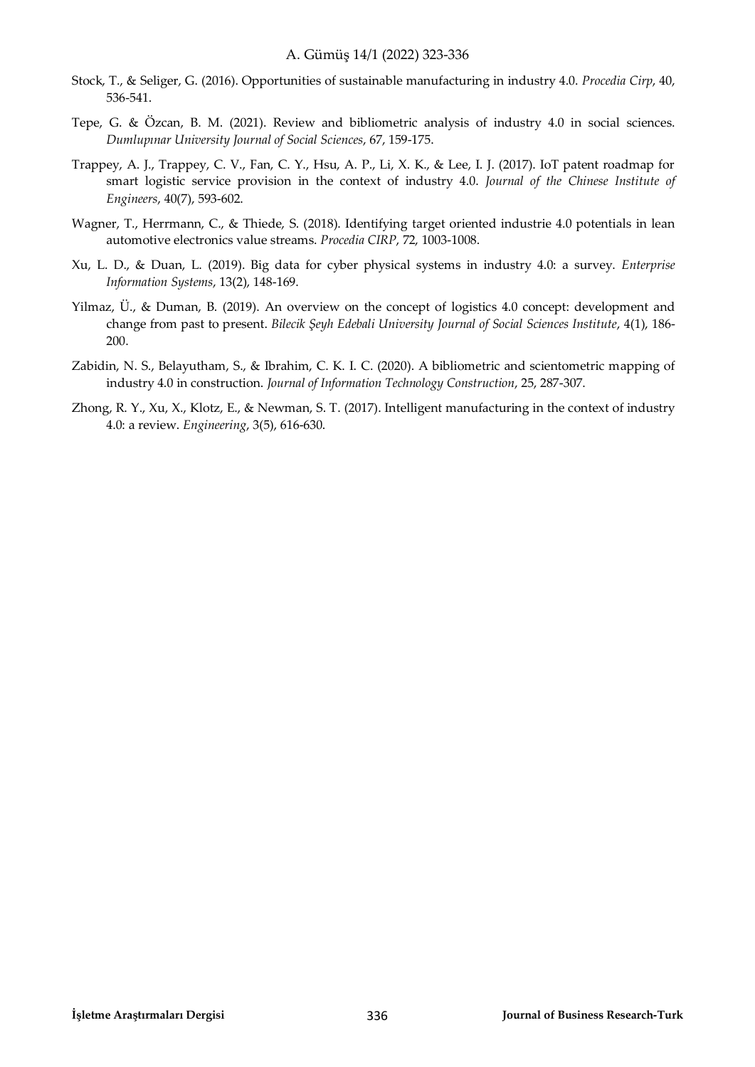Stock, T., & Seliger, G. (2016). Opportunities of sustainable manufacturing in industry 4.0. *Procedia Cirp*, 40, 536-541.

Tepe, G. & Özcan, B. M. (2021). Review and bibliometric analysis of industry 4.0 in social sciences. *Dumlupınar University Journal of Social Sciences*, 67, 159-175.

Trappey, A. J., Trappey, C. V., Fan, C. Y., Hsu, A. P., Li, X. K., & Lee, I. J. (2017). IoT patent roadmap for smart logistic service provision in the context of industry 4.0. *Journal of the Chinese Institute of Engineers*, 40(7), 593-602.

Wagner, T., Herrmann, C., & Thiede, S. (2018). Identifying target oriented industrie 4.0 potentials in lean automotive electronics value streams. *Procedia CIRP*, 72, 1003-1008.

Xu, L. D., & Duan, L. (2019). Big data for cyber physical systems in industry 4.0: a survey. *Enterprise Information Systems*, 13(2), 148-169.

Yilmaz, Ü., & Duman, B. (2019). An overview on the concept of logistics 4.0 concept: development and change from past to present. *Bilecik Şeyh Edebali University Journal of Social Sciences Institute*, 4(1), 186-200.

Zabidin, N. S., Belayutham, S., & Ibrahim, C. K. I. C. (2020). A bibliometric and scientometric mapping of industry 4.0 in construction. *Journal of Information Technology Construction*, 25, 287-307.

Zhong, R. Y., Xu, X., Klotz, E., & Newman, S. T. (2017). Intelligent manufacturing in the context of industry 4.0: a review. *Engineering*, 3(5), 616-630.